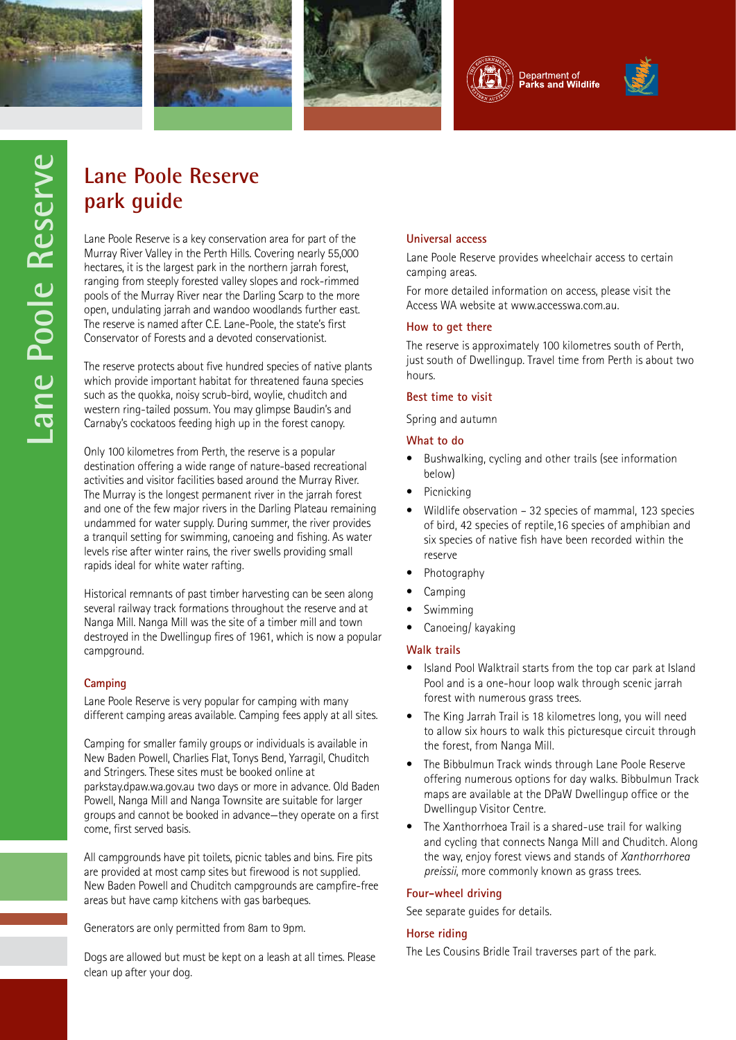# Lane Poole Reserve park guide

Lane Poole Reserve is a key conservation area for part of the Murray River Valley in the Perth Hills. Covering nearly 55,000 hectares, it is the largest park in the northern jarrah forest, ranging from steeply forested valley slopes and rock-rimmed pools of the Murray River near the Darling Scarp to the more open, undulating jarrah and wandoo woodlands further east. The reserve is named after C.E. Lane-Poole, the state's first Conservator of Forests and a devoted conservationist.

The reserve protects about five hundred species of native plants which provide important habitat for threatened fauna species such as the quokka, noisy scrub-bird, woylie, chuditch and western ring-tailed possum. You may glimpse Baudin's and Carnaby's cockatoos feeding high up in the forest canopy.

Only 100 kilometres from Perth, the reserve is a popular destination offering a wide range of nature-based recreational activities and visitor facilities based around the Murray River. The Murray is the longest permanent river in the jarrah forest and one of the few major rivers in the Darling Plateau remaining undammed for water supply. During summer, the river provides a tranquil setting for swimming, canoeing and fishing. As water levels rise after winter rains, the river swells providing small rapids ideal for white water rafting.

Historical remnants of past timber harvesting can be seen along several railway track formations throughout the reserve and at Nanga Mill. Nanga Mill was the site of a timber mill and town destroyed in the Dwellingup fires of 1961, which is now a popular campground.

## Camping

Lane Poole Reserve is very popular for camping with many different camping areas available. Camping fees apply at all sites.

Camping for smaller family groups or individuals is available in New Baden Powell, Charlies Flat, Tonys Bend, Yarragil, Chuditch and Stringers. These sites must be booked online at parkstay.dpaw.wa.gov.au two days or more in advance. Old Baden Powell, Nanga Mill and Nanga Townsite are suitable for larger groups and cannot be booked in advance—they operate on a first come, first served basis.

All campgrounds have pit toilets, picnic tables and bins. Fire pits are provided at most camp sites but firewood is not supplied. New Baden Powell and Chuditch campgrounds are campfire-free areas but have camp kitchens with gas barbeques.

Generators are only permitted from 8am to 9pm.

Dogs are allowed but must be kept on a leash at all times. Please clean up after your dog.

## Universal access

Lane Poole Reserve provides wheelchair access to certain camping areas.

For more detailed information on access, please visit the Access WA website at www.accesswa.com.au.

## How to get there

The reserve is approximately 100 kilometres south of Perth, just south of Dwellingup. Travel time from Perth is about two hours.

## Best time to visit

Spring and autumn

## What to do

- Bushwalking, cycling and other trails (see information below)
- Picnicking
- Wildlife observation – 32 species of mammal, 123 species of bird, 42 species of reptile,16 species of amphibian and six species of native fish have been recorded within the reserve
- Photography
- Camping
- Swimming
- Canoeing/ kayaking

## Walk trails

- Island Pool Walktrail starts from the top car park at Island Pool and is a one-hour loop walk through scenic jarrah forest with numerous grass trees.
- The King Jarrah Trail is 18 kilometres long, you will need to allow six hours to walk this picturesque circuit through the forest, from Nanga Mill.
- The Bibbulmun Track winds through Lane Poole Reserve offering numerous options for day walks. Bibbulmun Track maps are available at the DPaW Dwellingup office or the Dwellingup Visitor Centre.
- The Xanthorrhoea Trail is a shared-use trail for walking and cycling that connects Nanga Mill and Chuditch. Along the way, enjoy forest views and stands of *Xanthorrhoea preissii*, more commonly known as grass trees.

## Four-wheel driving

See separate guides for details.

## Horse riding

The Les Cousins Bridle Trail traverses part of the park.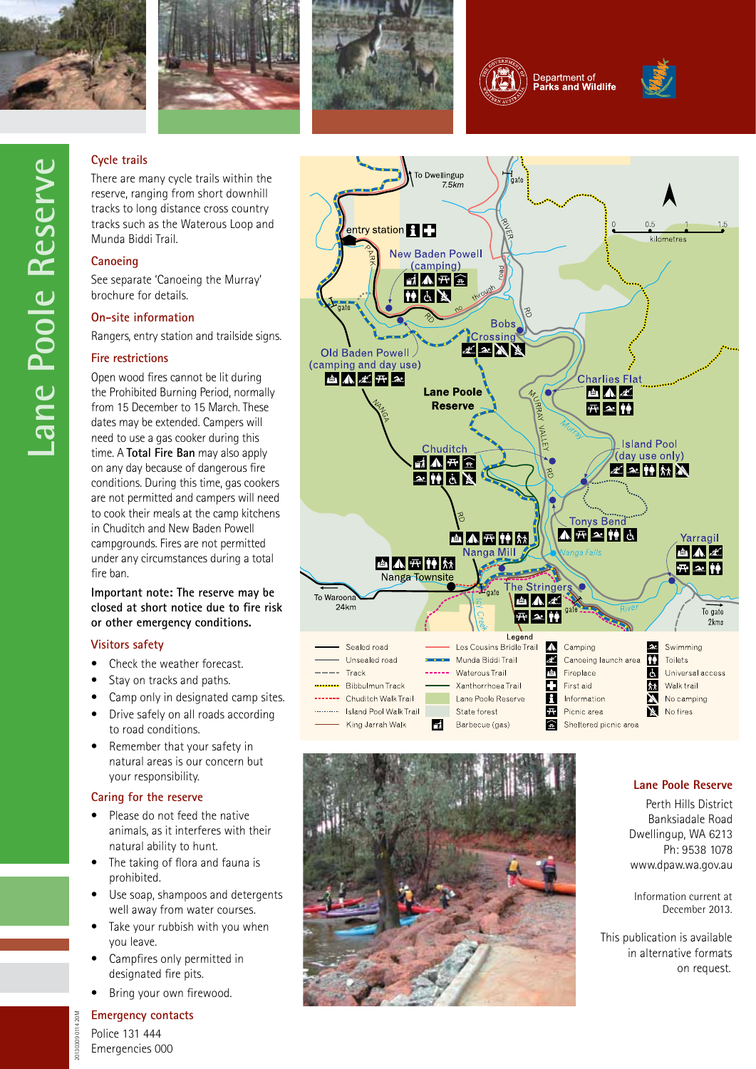Department of Parks and Wildlife

# Lane Poole Reserve

## Cycle trails

There are many cycle trails within the reserve, ranging from short downhill tracks to long distance cross country tracks such as the Waterous Loop and Munda Biddi Trail.

## Canoeing

See separate 'Canoeing the Murray' brochure for details.

## On-site information

Rangers, entry station and trailside signs.

## Fire restrictions

Open wood fires cannot be lit during the Prohibited Burning Period, normally from 15 December to 15 March. These dates may be extended. Campers will need to use a gas cooker during this time. A **Total Fire Ban** may also apply on any day because of dangerous fire conditions. During this time, gas cookers are not permitted and campers will need to cook their meals at the camp kitchens in Chuditch and New Baden Powell campgrounds. Fires are not permitted under any circumstances during a total fire ban.

**Important note: The reserve may be closed at short notice due to fire risk or other emergency conditions.**

## Visitors safety

- Check the weather forecast.
- Stay on tracks and paths.
- Camp only in designated camp sites.
- Drive safely on all roads according to road conditions.
- Remember that your safety in natural areas is our concern but your responsibility.

## Caring for the reserve

- Please do not feed the native animals, as it interferes with their natural ability to hunt.
- The taking of flora and fauna is prohibited.
- Use soap, shampoos and detergents well away from water courses.
- Take your rubbish with you when you leave.
- Campfires only permitted in designated fire pits.
- Bring your own firewood.

## Emergency contacts

Police 131 444
Emergencies 000

To Dwellingup 7.5km
gate
entry station
New Baden Powell (camping)
Bobs Crossing
Old Baden Powell (camping and day use)
Lane Poole Reserve
Charlies Flat
Chuditch
Island Pool (day use only)
Tonys Bend
Nanga Mill
Nanga Falls
Yarragil
Nanga Townsite
The Stringers
To Waroona 24km
To gate 2kms
0 0.5 1 1.5 kilometres
PARK RD
NANGA RD
MURRAY VALLEY RD
RIVER road through no RD
Murray River
Icy Creek

Legend
Sealed road
Unsealed road
Track
Bibbulmun Track
Chuditch Walk Trail
Island Pool Walk Trail
King Jarrah Walk
Les Cousins Bridle Trail
Munda Biddi Trail
Waterous Trail
Xanthorrhoea Trail
Lane Poole Reserve
State forest
Barbecue (gas)
Camping
Canoeing launch area
Fireplace
First aid
Information
Picnic area
Sheltered picnic area
Swimming
Toilets
Universal access
Walk trail
No camping
No fires

**Lane Poole Reserve**
Perth Hills District
Banksiadale Road
Dwellingup, WA 6213
Ph: 9538 1078
www.dpaw.wa.gov.au

Information current at December 2013.

This publication is available in alternative formats on request.

20130309 0114 20M